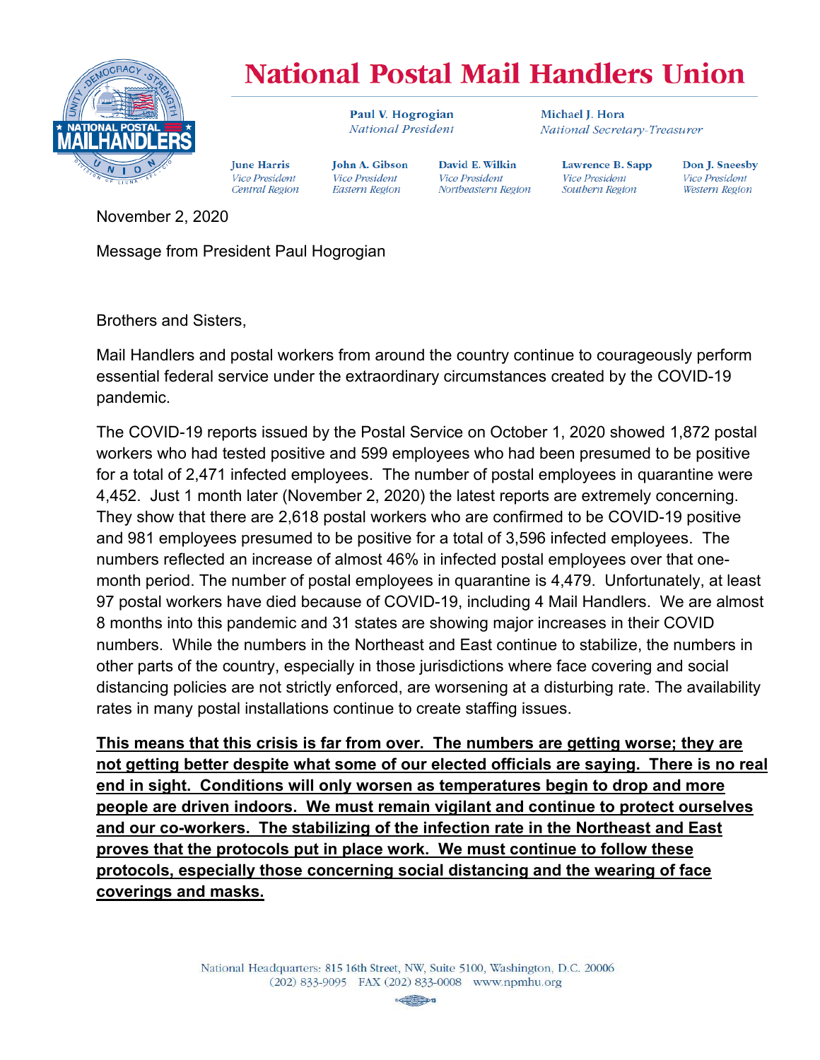# National Postal Mail Handlers Union

**Paul V. Hogrogian**
*National President*

**Michael J. Hora**
*National Secretary-Treasurer*

**June Harris** — *Vice President, Central Region*
**John A. Gibson** — *Vice President, Eastern Region*
**David E. Wilkin** — *Vice President, Northeastern Region*
**Lawrence B. Sapp** — *Vice President, Southern Region*
**Don J. Sneesby** — *Vice President, Western Region*

November 2, 2020

Message from President Paul Hogrogian

Brothers and Sisters,

Mail Handlers and postal workers from around the country continue to courageously perform essential federal service under the extraordinary circumstances created by the COVID-19 pandemic.

The COVID-19 reports issued by the Postal Service on October 1, 2020 showed 1,872 postal workers who had tested positive and 599 employees who had been presumed to be positive for a total of 2,471 infected employees. The number of postal employees in quarantine were 4,452. Just 1 month later (November 2, 2020) the latest reports are extremely concerning. They show that there are 2,618 postal workers who are confirmed to be COVID-19 positive and 981 employees presumed to be positive for a total of 3,596 infected employees. The numbers reflected an increase of almost 46% in infected postal employees over that one-month period. The number of postal employees in quarantine is 4,479. Unfortunately, at least 97 postal workers have died because of COVID-19, including 4 Mail Handlers. We are almost 8 months into this pandemic and 31 states are showing major increases in their COVID numbers. While the numbers in the Northeast and East continue to stabilize, the numbers in other parts of the country, especially in those jurisdictions where face covering and social distancing policies are not strictly enforced, are worsening at a disturbing rate. The availability rates in many postal installations continue to create staffing issues.

<u>**This means that this crisis is far from over. The numbers are getting worse; they are not getting better despite what some of our elected officials are saying. There is no real end in sight. Conditions will only worsen as temperatures begin to drop and more people are driven indoors. We must remain vigilant and continue to protect ourselves and our co-workers. The stabilizing of the infection rate in the Northeast and East proves that the protocols put in place work. We must continue to follow these protocols, especially those concerning social distancing and the wearing of face coverings and masks.**</u>

National Headquarters: 815 16th Street, NW, Suite 5100, Washington, D.C. 20006
(202) 833-9095 FAX (202) 833-0008 www.npmhu.org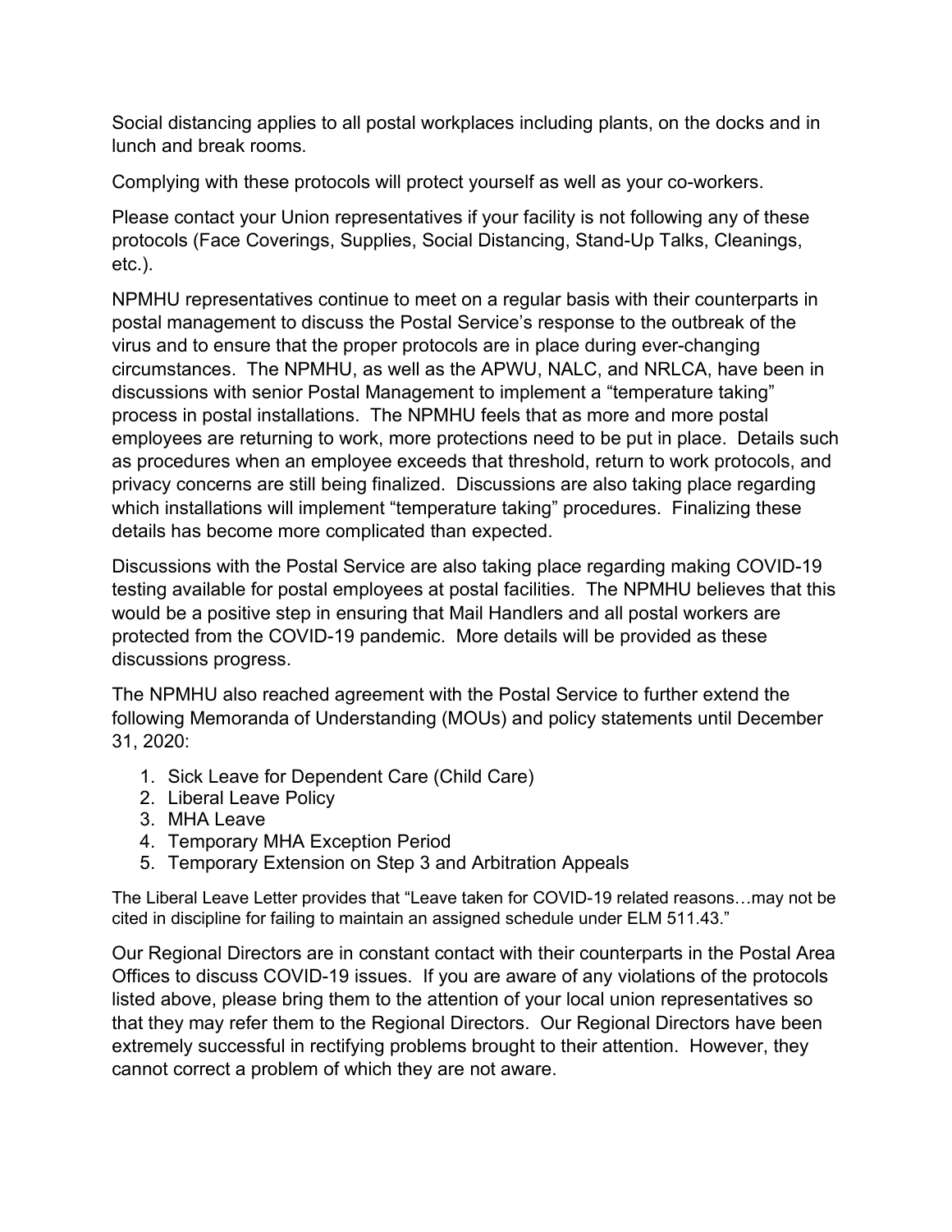Social distancing applies to all postal workplaces including plants, on the docks and in lunch and break rooms.

Complying with these protocols will protect yourself as well as your co-workers.

Please contact your Union representatives if your facility is not following any of these protocols (Face Coverings, Supplies, Social Distancing, Stand-Up Talks, Cleanings, etc.).

NPMHU representatives continue to meet on a regular basis with their counterparts in postal management to discuss the Postal Service's response to the outbreak of the virus and to ensure that the proper protocols are in place during ever-changing circumstances. The NPMHU, as well as the APWU, NALC, and NRLCA, have been in discussions with senior Postal Management to implement a "temperature taking" process in postal installations. The NPMHU feels that as more and more postal employees are returning to work, more protections need to be put in place. Details such as procedures when an employee exceeds that threshold, return to work protocols, and privacy concerns are still being finalized. Discussions are also taking place regarding which installations will implement "temperature taking" procedures. Finalizing these details has become more complicated than expected.

Discussions with the Postal Service are also taking place regarding making COVID-19 testing available for postal employees at postal facilities. The NPMHU believes that this would be a positive step in ensuring that Mail Handlers and all postal workers are protected from the COVID-19 pandemic. More details will be provided as these discussions progress.

The NPMHU also reached agreement with the Postal Service to further extend the following Memoranda of Understanding (MOUs) and policy statements until December 31, 2020:

1. Sick Leave for Dependent Care (Child Care)
2. Liberal Leave Policy
3. MHA Leave
4. Temporary MHA Exception Period
5. Temporary Extension on Step 3 and Arbitration Appeals

The Liberal Leave Letter provides that "Leave taken for COVID-19 related reasons…may not be cited in discipline for failing to maintain an assigned schedule under ELM 511.43."

Our Regional Directors are in constant contact with their counterparts in the Postal Area Offices to discuss COVID-19 issues. If you are aware of any violations of the protocols listed above, please bring them to the attention of your local union representatives so that they may refer them to the Regional Directors. Our Regional Directors have been extremely successful in rectifying problems brought to their attention. However, they cannot correct a problem of which they are not aware.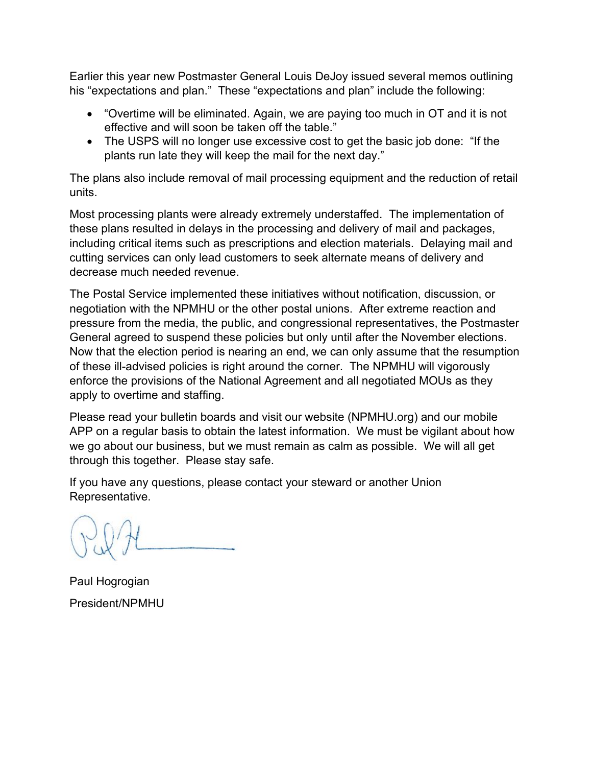Earlier this year new Postmaster General Louis DeJoy issued several memos outlining his "expectations and plan." These "expectations and plan" include the following:

- "Overtime will be eliminated. Again, we are paying too much in OT and it is not effective and will soon be taken off the table."
- The USPS will no longer use excessive cost to get the basic job done: "If the plants run late they will keep the mail for the next day."

The plans also include removal of mail processing equipment and the reduction of retail units.

Most processing plants were already extremely understaffed. The implementation of these plans resulted in delays in the processing and delivery of mail and packages, including critical items such as prescriptions and election materials. Delaying mail and cutting services can only lead customers to seek alternate means of delivery and decrease much needed revenue.

The Postal Service implemented these initiatives without notification, discussion, or negotiation with the NPMHU or the other postal unions. After extreme reaction and pressure from the media, the public, and congressional representatives, the Postmaster General agreed to suspend these policies but only until after the November elections. Now that the election period is nearing an end, we can only assume that the resumption of these ill-advised policies is right around the corner. The NPMHU will vigorously enforce the provisions of the National Agreement and all negotiated MOUs as they apply to overtime and staffing.

Please read your bulletin boards and visit our website (NPMHU.org) and our mobile APP on a regular basis to obtain the latest information. We must be vigilant about how we go about our business, but we must remain as calm as possible. We will all get through this together. Please stay safe.

If you have any questions, please contact your steward or another Union Representative.

Paul Hogrogian

President/NPMHU